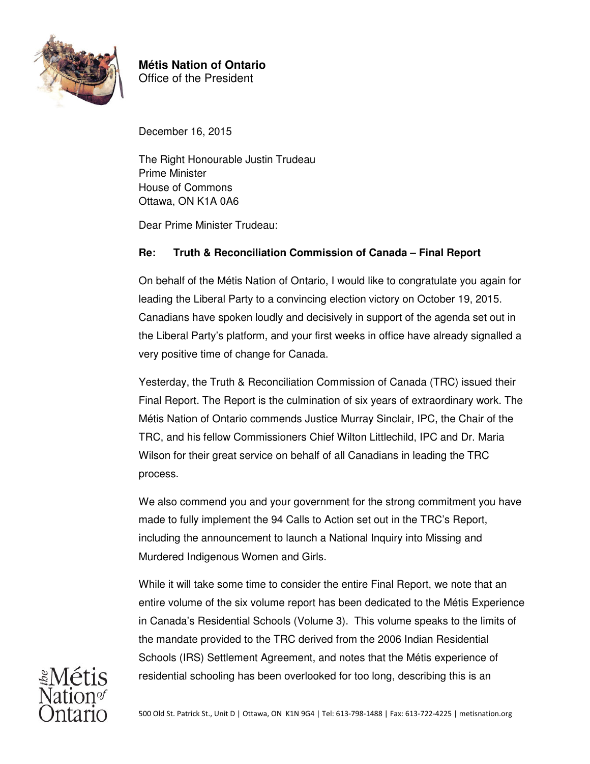**Métis Nation of Ontario**
Office of the President

December 16, 2015

The Right Honourable Justin Trudeau
Prime Minister
House of Commons
Ottawa, ON K1A 0A6

Dear Prime Minister Trudeau:

**Re: Truth & Reconciliation Commission of Canada – Final Report**

On behalf of the Métis Nation of Ontario, I would like to congratulate you again for leading the Liberal Party to a convincing election victory on October 19, 2015. Canadians have spoken loudly and decisively in support of the agenda set out in the Liberal Party's platform, and your first weeks in office have already signalled a very positive time of change for Canada.

Yesterday, the Truth & Reconciliation Commission of Canada (TRC) issued their Final Report. The Report is the culmination of six years of extraordinary work. The Métis Nation of Ontario commends Justice Murray Sinclair, IPC, the Chair of the TRC, and his fellow Commissioners Chief Wilton Littlechild, IPC and Dr. Maria Wilson for their great service on behalf of all Canadians in leading the TRC process.

We also commend you and your government for the strong commitment you have made to fully implement the 94 Calls to Action set out in the TRC's Report, including the announcement to launch a National Inquiry into Missing and Murdered Indigenous Women and Girls.

While it will take some time to consider the entire Final Report, we note that an entire volume of the six volume report has been dedicated to the Métis Experience in Canada's Residential Schools (Volume 3). This volume speaks to the limits of the mandate provided to the TRC derived from the 2006 Indian Residential Schools (IRS) Settlement Agreement, and notes that the Métis experience of residential schooling has been overlooked for too long, describing this is an

500 Old St. Patrick St., Unit D | Ottawa, ON K1N 9G4 | Tel: 613-798-1488 | Fax: 613-722-4225 | metisnation.org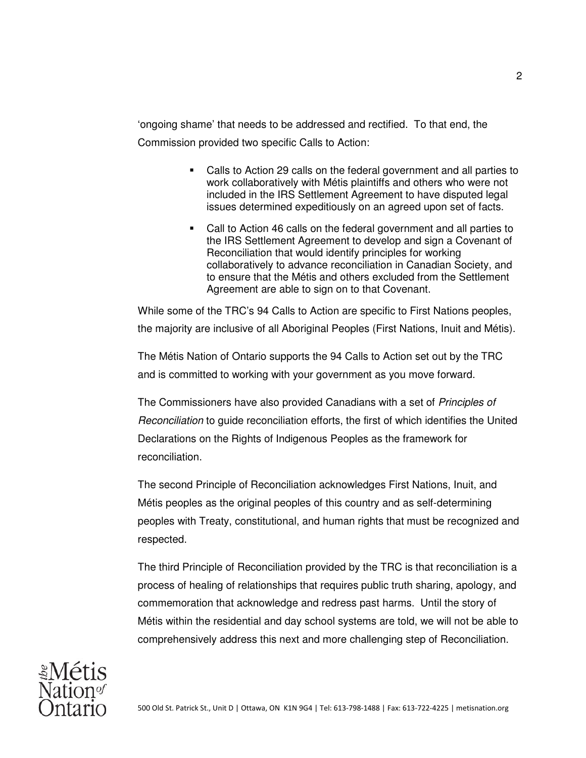'ongoing shame' that needs to be addressed and rectified. To that end, the Commission provided two specific Calls to Action:

- Calls to Action 29 calls on the federal government and all parties to work collaboratively with Métis plaintiffs and others who were not included in the IRS Settlement Agreement to have disputed legal issues determined expeditiously on an agreed upon set of facts.
- Call to Action 46 calls on the federal government and all parties to the IRS Settlement Agreement to develop and sign a Covenant of Reconciliation that would identify principles for working collaboratively to advance reconciliation in Canadian Society, and to ensure that the Métis and others excluded from the Settlement Agreement are able to sign on to that Covenant.

While some of the TRC's 94 Calls to Action are specific to First Nations peoples, the majority are inclusive of all Aboriginal Peoples (First Nations, Inuit and Métis).

The Métis Nation of Ontario supports the 94 Calls to Action set out by the TRC and is committed to working with your government as you move forward.

The Commissioners have also provided Canadians with a set of *Principles of Reconciliation* to guide reconciliation efforts, the first of which identifies the United Declarations on the Rights of Indigenous Peoples as the framework for reconciliation.

The second Principle of Reconciliation acknowledges First Nations, Inuit, and Métis peoples as the original peoples of this country and as self-determining peoples with Treaty, constitutional, and human rights that must be recognized and respected.

The third Principle of Reconciliation provided by the TRC is that reconciliation is a process of healing of relationships that requires public truth sharing, apology, and commemoration that acknowledge and redress past harms. Until the story of Métis within the residential and day school systems are told, we will not be able to comprehensively address this next and more challenging step of Reconciliation.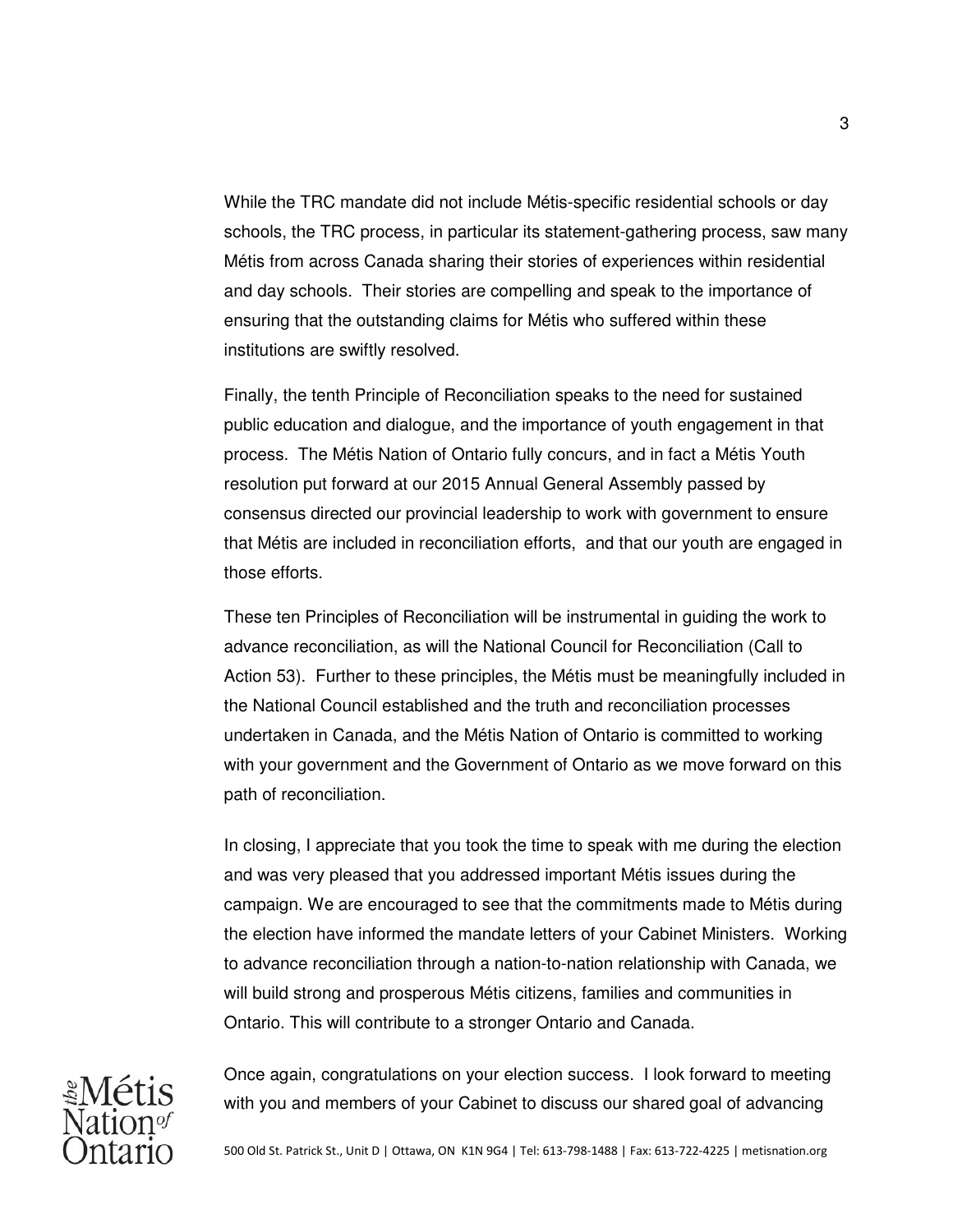While the TRC mandate did not include Métis-specific residential schools or day schools, the TRC process, in particular its statement-gathering process, saw many Métis from across Canada sharing their stories of experiences within residential and day schools. Their stories are compelling and speak to the importance of ensuring that the outstanding claims for Métis who suffered within these institutions are swiftly resolved.

Finally, the tenth Principle of Reconciliation speaks to the need for sustained public education and dialogue, and the importance of youth engagement in that process. The Métis Nation of Ontario fully concurs, and in fact a Métis Youth resolution put forward at our 2015 Annual General Assembly passed by consensus directed our provincial leadership to work with government to ensure that Métis are included in reconciliation efforts, and that our youth are engaged in those efforts.

These ten Principles of Reconciliation will be instrumental in guiding the work to advance reconciliation, as will the National Council for Reconciliation (Call to Action 53). Further to these principles, the Métis must be meaningfully included in the National Council established and the truth and reconciliation processes undertaken in Canada, and the Métis Nation of Ontario is committed to working with your government and the Government of Ontario as we move forward on this path of reconciliation.

In closing, I appreciate that you took the time to speak with me during the election and was very pleased that you addressed important Métis issues during the campaign. We are encouraged to see that the commitments made to Métis during the election have informed the mandate letters of your Cabinet Ministers. Working to advance reconciliation through a nation-to-nation relationship with Canada, we will build strong and prosperous Métis citizens, families and communities in Ontario. This will contribute to a stronger Ontario and Canada.

Once again, congratulations on your election success. I look forward to meeting with you and members of your Cabinet to discuss our shared goal of advancing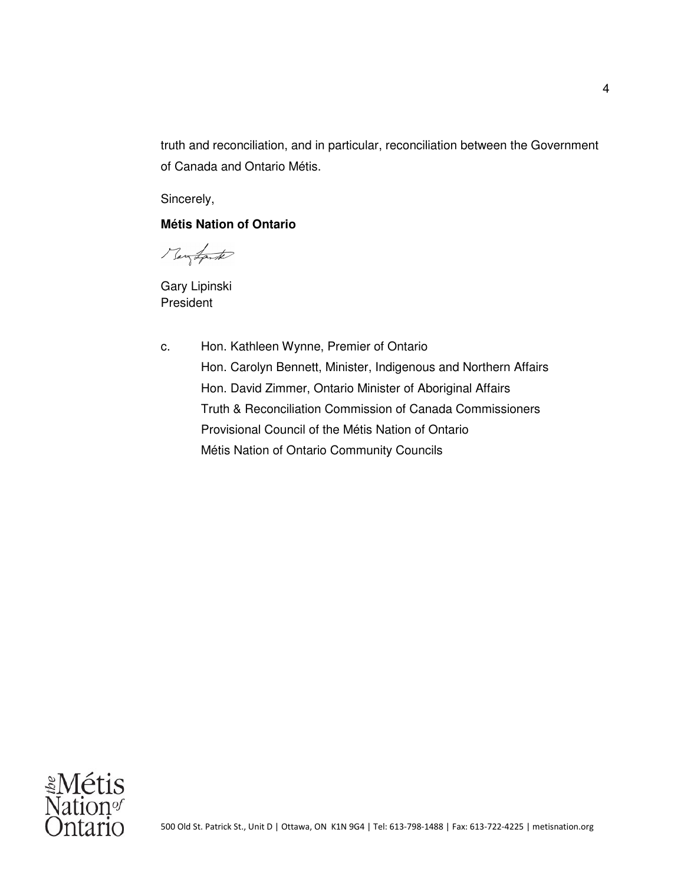truth and reconciliation, and in particular, reconciliation between the Government of Canada and Ontario Métis.

Sincerely,

**Métis Nation of Ontario**

Gary Lipinski
President

c. Hon. Kathleen Wynne, Premier of Ontario
Hon. Carolyn Bennett, Minister, Indigenous and Northern Affairs
Hon. David Zimmer, Ontario Minister of Aboriginal Affairs
Truth & Reconciliation Commission of Canada Commissioners
Provisional Council of the Métis Nation of Ontario
Métis Nation of Ontario Community Councils

the Métis Nation of Ontario

500 Old St. Patrick St., Unit D | Ottawa, ON K1N 9G4 | Tel: 613-798-1488 | Fax: 613-722-4225 | metisnation.org